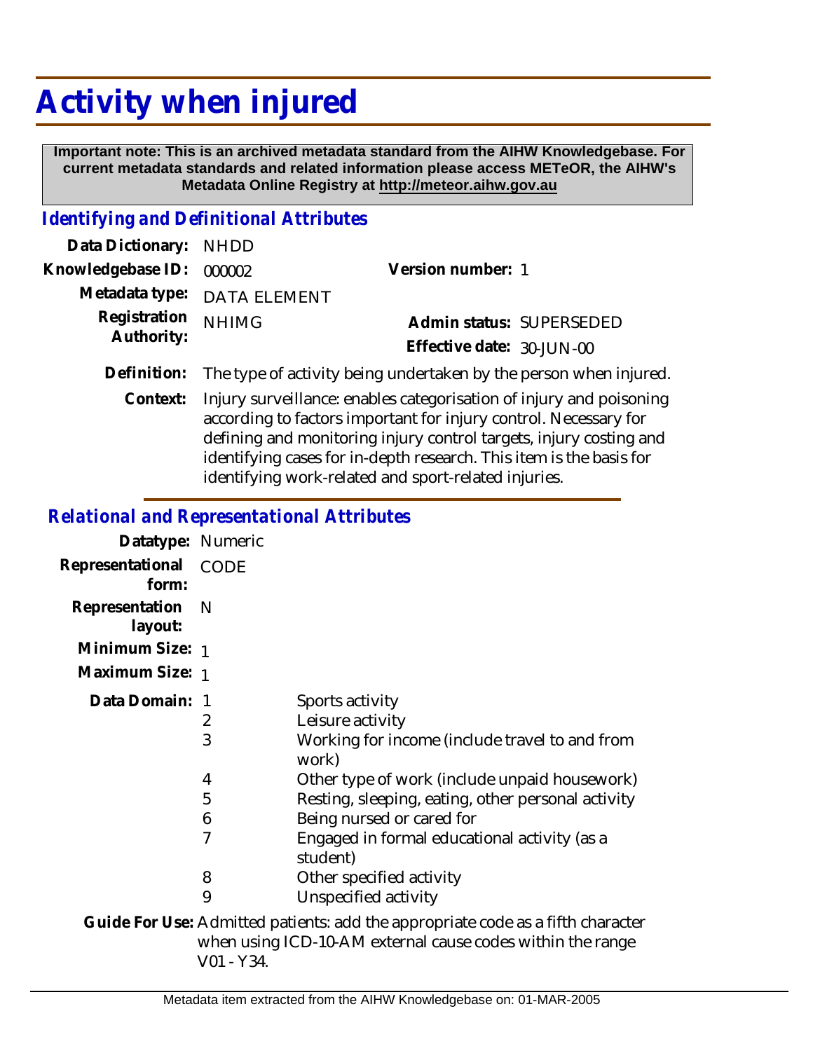# Activity when injured

**Important note: This is an archived metadata standard from the AIHW Knowledgebase. For current metadata standards and related information please access METeOR, the AIHW's Metadata Online Registry at http://meteor.aihw.gov.au**

## *Identifying and Definitional Attributes*

**Data Dictionary:** NHDD

**Knowledgebase ID:** 000002

**Version number:** 1

**Metadata type:** DATA ELEMENT

**Registration Authority:** NHIMG

**Admin status:** SUPERSEDED

**Effective date:** 30-JUN-00

**Definition:** The type of activity being undertaken by the person when injured.

**Context:** Injury surveillance: enables categorisation of injury and poisoning according to factors important for injury control. Necessary for defining and monitoring injury control targets, injury costing and identifying cases for in-depth research. This item is the basis for identifying work-related and sport-related injuries.

## *Relational and Representational Attributes*

**Datatype:** Numeric

**Representational form:** CODE

**Representation layout:** N

**Minimum Size:** 1

**Maximum Size:** 1

**Data Domain:**

| Code | Description |
|---|---|
| 1 | Sports activity |
| 2 | Leisure activity |
| 3 | Working for income (include travel to and from work) |
| 4 | Other type of work (include unpaid housework) |
| 5 | Resting, sleeping, eating, other personal activity |
| 6 | Being nursed or cared for |
| 7 | Engaged in formal educational activity (as a student) |
| 8 | Other specified activity |
| 9 | Unspecified activity |

**Guide For Use:** Admitted patients: add the appropriate code as a fifth character when using ICD-10-AM external cause codes within the range V01 - Y34.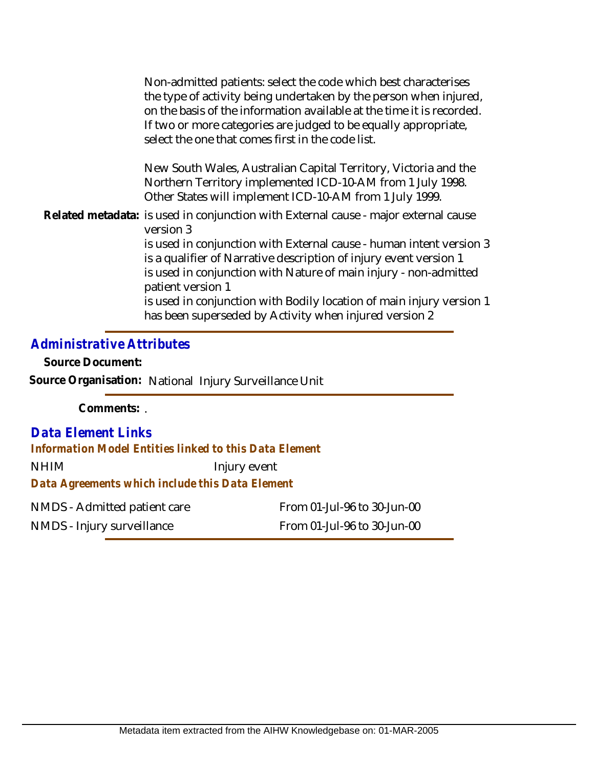Non-admitted patients: select the code which best characterises the type of activity being undertaken by the person when injured, on the basis of the information available at the time it is recorded. If two or more categories are judged to be equally appropriate, select the one that comes first in the code list.

New South Wales, Australian Capital Territory, Victoria and the Northern Territory implemented ICD-10-AM from 1 July 1998. Other States will implement ICD-10-AM from 1 July 1999.

**Related metadata:** is used in conjunction with External cause - major external cause version 3
is used in conjunction with External cause - human intent version 3
is a qualifier of Narrative description of injury event version 1
is used in conjunction with Nature of main injury - non-admitted patient version 1
is used in conjunction with Bodily location of main injury version 1
has been superseded by Activity when injured version 2

## Administrative Attributes

**Source Document:**

**Source Organisation:** National Injury Surveillance Unit

**Comments:** .

## Data Element Links

### Information Model Entities linked to this Data Element

| | |
|---|---|
| NHIM | Injury event |

### Data Agreements which include this Data Element

| | |
|---|---|
| NMDS - Admitted patient care | From 01-Jul-96 to 30-Jun-00 |
| NMDS - Injury surveillance | From 01-Jul-96 to 30-Jun-00 |